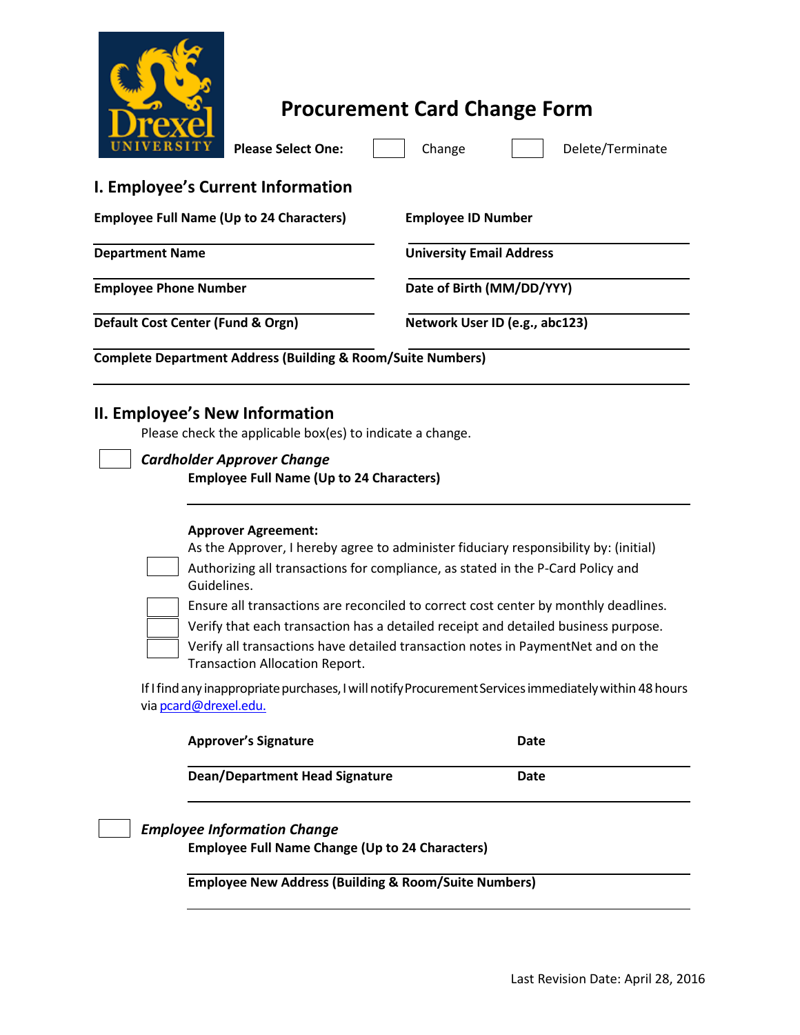# Procurement Card Change Form

**Please Select One:** ☐ Change ☐ Delete/Terminate

## I. Employee's Current Information

| | |
|---|---|
| **Employee Full Name (Up to 24 Characters)** | **Employee ID Number** |
| **Department Name** | **University Email Address** |
| **Employee Phone Number** | **Date of Birth (MM/DD/YYY)** |
| **Default Cost Center (Fund & Orgn)** | **Network User ID (e.g., abc123)** |

**Complete Department Address (Building & Room/Suite Numbers)**

## II. Employee's New Information

Please check the applicable box(es) to indicate a change.

☐ ***Cardholder Approver Change***

**Employee Full Name (Up to 24 Characters)**

**Approver Agreement:**

As the Approver, I hereby agree to administer fiduciary responsibility by: (initial)

☐ Authorizing all transactions for compliance, as stated in the P-Card Policy and Guidelines.

☐ Ensure all transactions are reconciled to correct cost center by monthly deadlines.

☐ Verify that each transaction has a detailed receipt and detailed business purpose.

☐ Verify all transactions have detailed transaction notes in PaymentNet and on the Transaction Allocation Report.

If I find any inappropriate purchases, I will notify Procurement Services immediately within 48 hours via pcard@drexel.edu.

| | |
|---|---|
| **Approver's Signature** | **Date** |
| **Dean/Department Head Signature** | **Date** |

☐ ***Employee Information Change***

**Employee Full Name Change (Up to 24 Characters)**

**Employee New Address (Building & Room/Suite Numbers)**

Last Revision Date: April 28, 2016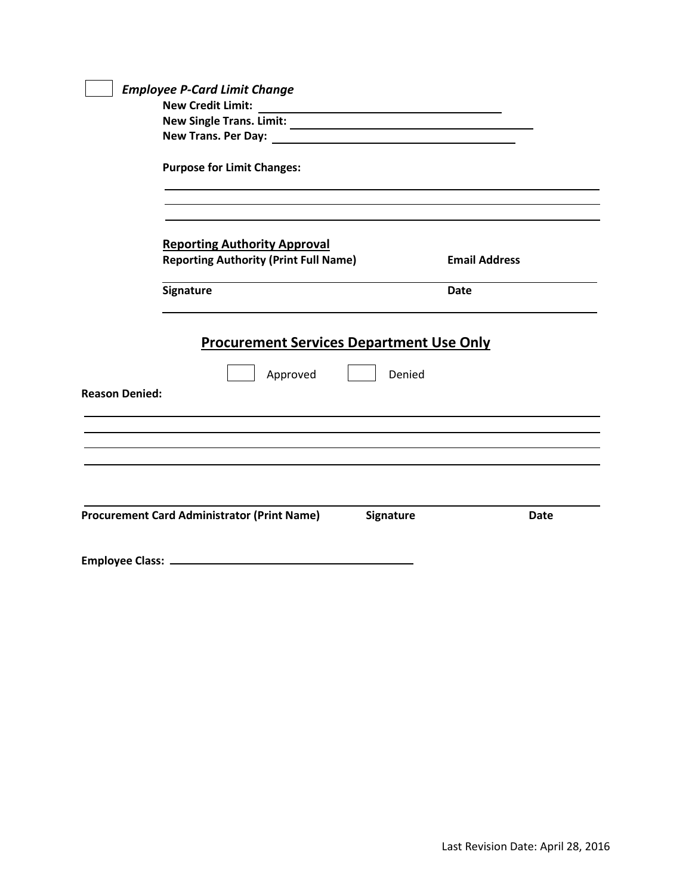☐ ***Employee P-Card Limit Change***

**New Credit Limit:** ______________________________

**New Single Trans. Limit:** ______________________________

**New Trans. Per Day:** ______________________________

**Purpose for Limit Changes:**

______________________________________________________________

______________________________________________________________

______________________________________________________________

**Reporting Authority Approval**

**Reporting Authority (Print Full Name)** **Email Address**

______________________________________________________________

**Signature** **Date**

______________________________________________________________

## Procurement Services Department Use Only

☐ Approved ☐ Denied

**Reason Denied:**

______________________________________________________________

______________________________________________________________

______________________________________________________________

______________________________________________________________

______________________________________________________________

**Procurement Card Administrator (Print Name)** **Signature** **Date**

**Employee Class:** ______________________________

Last Revision Date: April 28, 2016